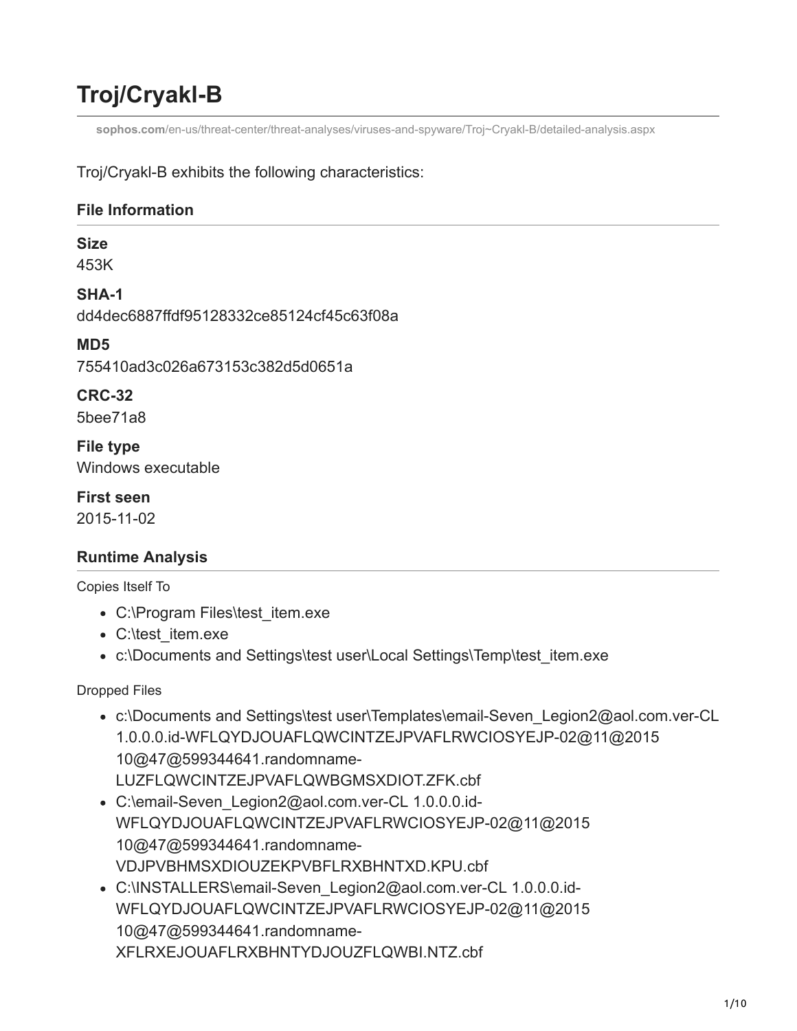# Troj/Cryakl-B

sophos.com/en-us/threat-center/threat-analyses/viruses-and-spyware/Troj~Cryakl-B/detailed-analysis.aspx

Troj/Cryakl-B exhibits the following characteristics:

## File Information

**Size**
453K

**SHA-1**
dd4dec6887ffdf95128332ce85124cf45c63f08a

**MD5**
755410ad3c026a673153c382d5d0651a

**CRC-32**
5bee71a8

**File type**
Windows executable

**First seen**
2015-11-02

## Runtime Analysis

Copies Itself To

- C:\Program Files\test_item.exe
- C:\test_item.exe
- c:\Documents and Settings\test user\Local Settings\Temp\test_item.exe

Dropped Files

- c:\Documents and Settings\test user\Templates\email-Seven_Legion2@aol.com.ver-CL 1.0.0.0.id-WFLQYDJOUAFLQWCINTZEJPVAFLRWCIOSYEJP-02@11@2015 10@47@599344641.randomname-LUZFLQWCINTZEJPVAFLQWBGMSXDIOT.ZFK.cbf
- C:\email-Seven_Legion2@aol.com.ver-CL 1.0.0.0.id-WFLQYDJOUAFLQWCINTZEJPVAFLRWCIOSYEJP-02@11@2015 10@47@599344641.randomname-VDJPVBHMSXDIOUZEKPVBFLRXBHNTXD.KPU.cbf
- C:\INSTALLERS\email-Seven_Legion2@aol.com.ver-CL 1.0.0.0.id-WFLQYDJOUAFLQWCINTZEJPVAFLRWCIOSYEJP-02@11@2015 10@47@599344641.randomname-XFLRXEJOUAFLRXBHNTYDJOUZFLQWBI.NTZ.cbf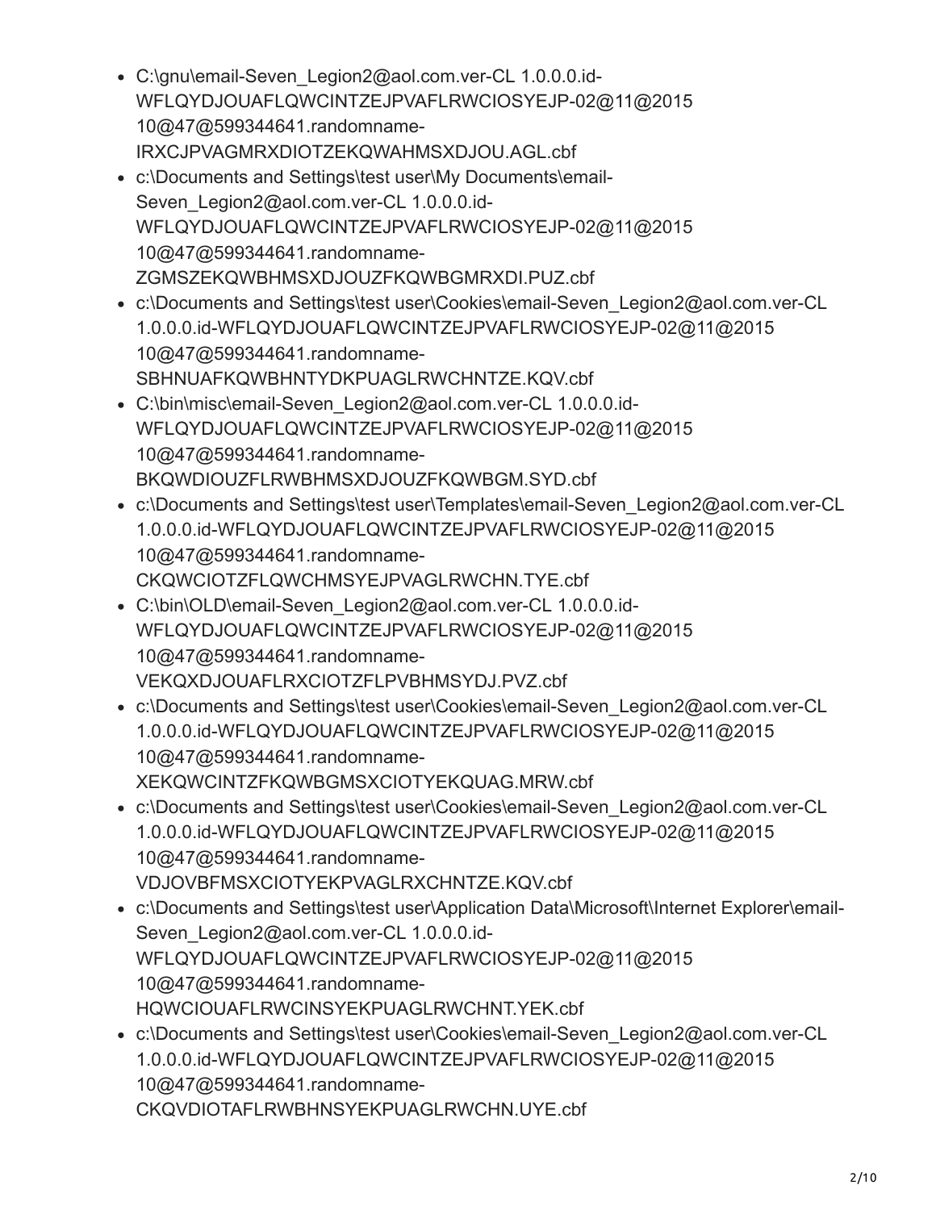- C:\gnu\email-Seven_Legion2@aol.com.ver-CL 1.0.0.0.id-WFLQYDJOUAFLQWCINTZEJPVAFLRWCIOSYEJP-02@11@2015 10@47@599344641.randomname-IRXCJPVAGMRXDIOTZEKQWAHMSXDJOU.AGL.cbf
- c:\Documents and Settings\test user\My Documents\email-Seven_Legion2@aol.com.ver-CL 1.0.0.0.id-WFLQYDJOUAFLQWCINTZEJPVAFLRWCIOSYEJP-02@11@2015 10@47@599344641.randomname-ZGMSZEKQWBHMSXDJOUZFKQWBGMRXDI.PUZ.cbf
- c:\Documents and Settings\test user\Cookies\email-Seven_Legion2@aol.com.ver-CL 1.0.0.0.id-WFLQYDJOUAFLQWCINTZEJPVAFLRWCIOSYEJP-02@11@2015 10@47@599344641.randomname-SBHNUAFKQWBHNTYDKPUAGLRWCHNTZE.KQV.cbf
- C:\bin\misc\email-Seven_Legion2@aol.com.ver-CL 1.0.0.0.id-WFLQYDJOUAFLQWCINTZEJPVAFLRWCIOSYEJP-02@11@2015 10@47@599344641.randomname-BKQWDIOUZFLRWBHMSXDJOUZFKQWBGM.SYD.cbf
- c:\Documents and Settings\test user\Templates\email-Seven_Legion2@aol.com.ver-CL 1.0.0.0.id-WFLQYDJOUAFLQWCINTZEJPVAFLRWCIOSYEJP-02@11@2015 10@47@599344641.randomname-CKQWCIOTZFLQWCHMSYEJPVAGLRWCHN.TYE.cbf
- C:\bin\OLD\email-Seven_Legion2@aol.com.ver-CL 1.0.0.0.id-WFLQYDJOUAFLQWCINTZEJPVAFLRWCIOSYEJP-02@11@2015 10@47@599344641.randomname-VEKQXDJOUAFLRXCIOTZFLPVBHMSYDJ.PVZ.cbf
- c:\Documents and Settings\test user\Cookies\email-Seven_Legion2@aol.com.ver-CL 1.0.0.0.id-WFLQYDJOUAFLQWCINTZEJPVAFLRWCIOSYEJP-02@11@2015 10@47@599344641.randomname-XEKQWCINTZFKQWBGMSXCIOTYEKQUAG.MRW.cbf
- c:\Documents and Settings\test user\Cookies\email-Seven_Legion2@aol.com.ver-CL 1.0.0.0.id-WFLQYDJOUAFLQWCINTZEJPVAFLRWCIOSYEJP-02@11@2015 10@47@599344641.randomname-VDJOVBFMSXCIOTYEKPVAGLRXCHNTZE.KQV.cbf
- c:\Documents and Settings\test user\Application Data\Microsoft\Internet Explorer\email-Seven_Legion2@aol.com.ver-CL 1.0.0.0.id-WFLQYDJOUAFLQWCINTZEJPVAFLRWCIOSYEJP-02@11@2015 10@47@599344641.randomname-HQWCIOUAFLRWCINSYEKPUAGLRWCHNT.YEK.cbf
- c:\Documents and Settings\test user\Cookies\email-Seven_Legion2@aol.com.ver-CL 1.0.0.0.id-WFLQYDJOUAFLQWCINTZEJPVAFLRWCIOSYEJP-02@11@2015 10@47@599344641.randomname-CKQVDIOTAFLRWBHNSYEKPUAGLRWCHN.UYE.cbf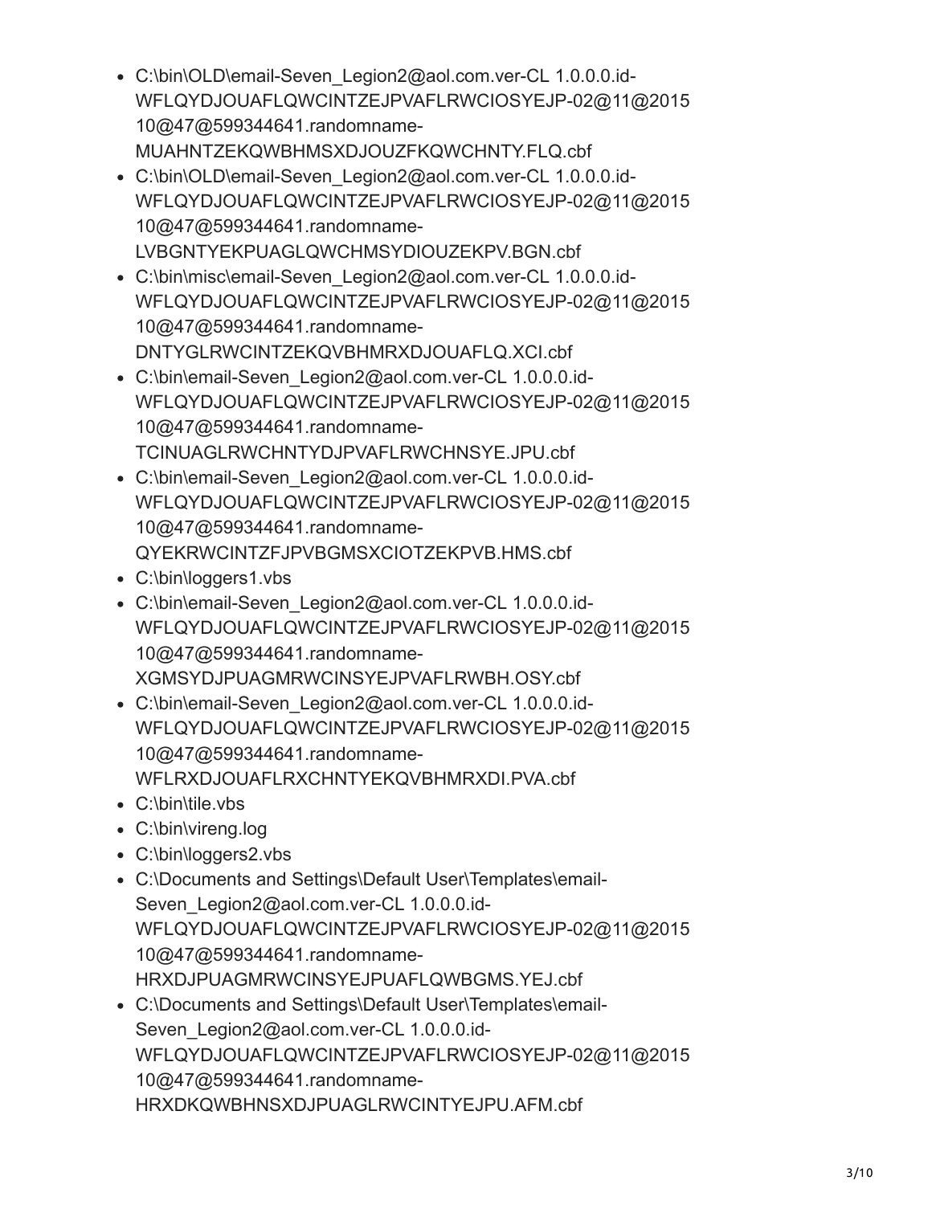- C:\bin\OLD\email-Seven_Legion2@aol.com.ver-CL 1.0.0.0.id-WFLQYDJOUAFLQWCINTZEJPVAFLRWCIOSYEJP-02@11@2015 10@47@599344641.randomname-MUAHNTZEKQWBHMSXDJOUZFKQWCHNTY.FLQ.cbf
- C:\bin\OLD\email-Seven_Legion2@aol.com.ver-CL 1.0.0.0.id-WFLQYDJOUAFLQWCINTZEJPVAFLRWCIOSYEJP-02@11@2015 10@47@599344641.randomname-LVBGNTYEKPUAGLQWCHMSYDIOUZEKPV.BGN.cbf
- C:\bin\misc\email-Seven_Legion2@aol.com.ver-CL 1.0.0.0.id-WFLQYDJOUAFLQWCINTZEJPVAFLRWCIOSYEJP-02@11@2015 10@47@599344641.randomname-DNTYGLRWCINTZEKQVBHMRXDJOUAFLQ.XCI.cbf
- C:\bin\email-Seven_Legion2@aol.com.ver-CL 1.0.0.0.id-WFLQYDJOUAFLQWCINTZEJPVAFLRWCIOSYEJP-02@11@2015 10@47@599344641.randomname-TCINUAGLRWCHNTYDJPVAFLRWCHNSYE.JPU.cbf
- C:\bin\email-Seven_Legion2@aol.com.ver-CL 1.0.0.0.id-WFLQYDJOUAFLQWCINTZEJPVAFLRWCIOSYEJP-02@11@2015 10@47@599344641.randomname-QYEKRWCINTZFJPVBGMSXCIOTZEKPVB.HMS.cbf
- C:\bin\loggers1.vbs
- C:\bin\email-Seven_Legion2@aol.com.ver-CL 1.0.0.0.id-WFLQYDJOUAFLQWCINTZEJPVAFLRWCIOSYEJP-02@11@2015 10@47@599344641.randomname-XGMSYDJPUAGMRWCINSYEJPVAFLRWBH.OSY.cbf
- C:\bin\email-Seven_Legion2@aol.com.ver-CL 1.0.0.0.id-WFLQYDJOUAFLQWCINTZEJPVAFLRWCIOSYEJP-02@11@2015 10@47@599344641.randomname-WFLRXDJOUAFLRXCHNTYEKQVBHMRXDI.PVA.cbf
- C:\bin\tile.vbs
- C:\bin\vireng.log
- C:\bin\loggers2.vbs
- C:\Documents and Settings\Default User\Templates\email-Seven_Legion2@aol.com.ver-CL 1.0.0.0.id-WFLQYDJOUAFLQWCINTZEJPVAFLRWCIOSYEJP-02@11@2015 10@47@599344641.randomname-HRXDJPUAGMRWCINSYEJPUAFLQWBGMS.YEJ.cbf
- C:\Documents and Settings\Default User\Templates\email-Seven_Legion2@aol.com.ver-CL 1.0.0.0.id-WFLQYDJOUAFLQWCINTZEJPVAFLRWCIOSYEJP-02@11@2015 10@47@599344641.randomname-HRXDKQWBHNSXDJPUAGLRWCINTYEJPU.AFM.cbf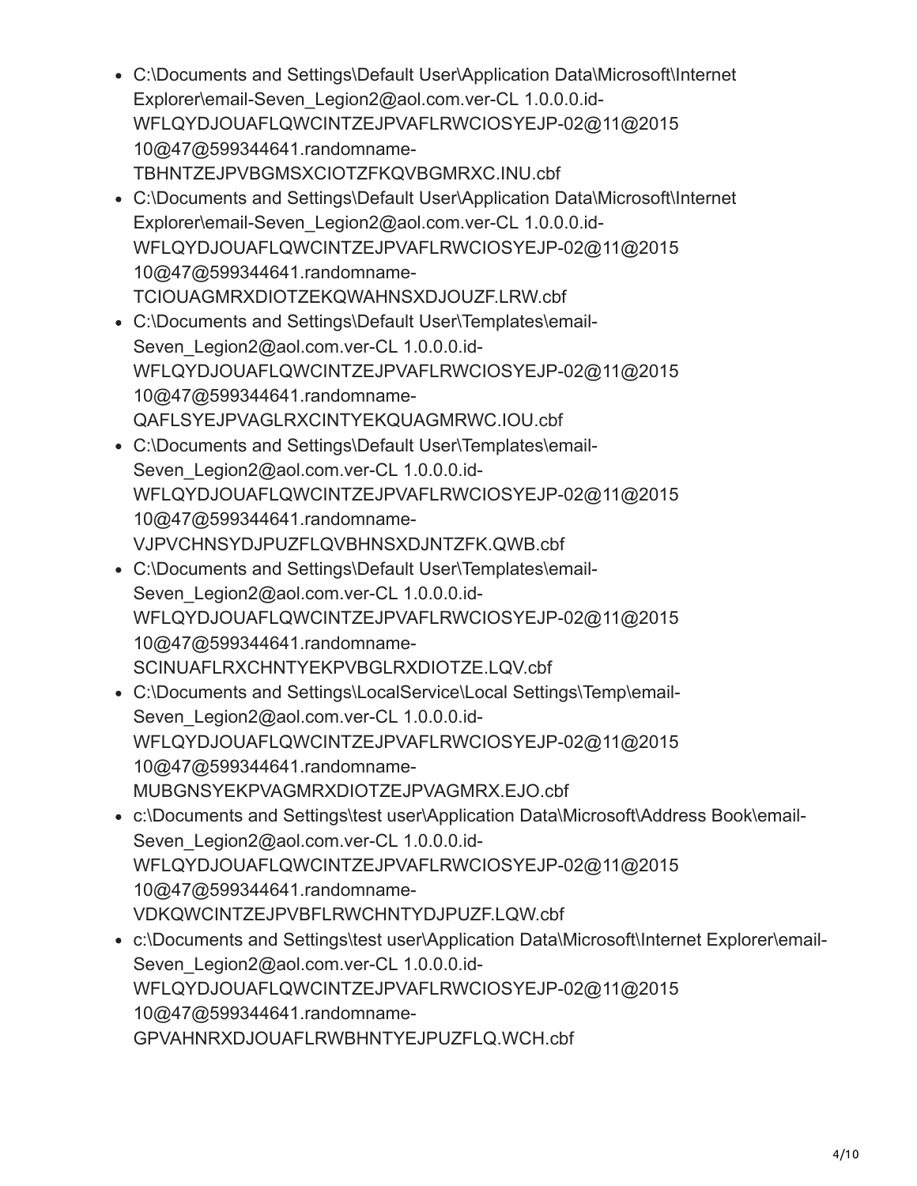- C:\Documents and Settings\Default User\Application Data\Microsoft\Internet Explorer\email-Seven_Legion2@aol.com.ver-CL 1.0.0.0.id-WFLQYDJOUAFLQWCINTZEJPVAFLRWCIOSYEJP-02@11@2015 10@47@599344641.randomname-TBHNTZEJPVBGMSXCIOTZFKQVBGMRXC.INU.cbf
- C:\Documents and Settings\Default User\Application Data\Microsoft\Internet Explorer\email-Seven_Legion2@aol.com.ver-CL 1.0.0.0.id-WFLQYDJOUAFLQWCINTZEJPVAFLRWCIOSYEJP-02@11@2015 10@47@599344641.randomname-TCIOUAGMRXDIOTZEKQWAHNSXDJOUZF.LRW.cbf
- C:\Documents and Settings\Default User\Templates\email-Seven_Legion2@aol.com.ver-CL 1.0.0.0.id-WFLQYDJOUAFLQWCINTZEJPVAFLRWCIOSYEJP-02@11@2015 10@47@599344641.randomname-QAFLSYEJPVAGLRXCINTYEKQUAGMRWC.IOU.cbf
- C:\Documents and Settings\Default User\Templates\email-Seven_Legion2@aol.com.ver-CL 1.0.0.0.id-WFLQYDJOUAFLQWCINTZEJPVAFLRWCIOSYEJP-02@11@2015 10@47@599344641.randomname-VJPVCHNSYDJPUZFLQVBHNSXDJNTZFK.QWB.cbf
- C:\Documents and Settings\Default User\Templates\email-Seven_Legion2@aol.com.ver-CL 1.0.0.0.id-WFLQYDJOUAFLQWCINTZEJPVAFLRWCIOSYEJP-02@11@2015 10@47@599344641.randomname-SCINUAFLRXCHNTYEKPVBGLRXDIOTZE.LQV.cbf
- C:\Documents and Settings\LocalService\Local Settings\Temp\email-Seven_Legion2@aol.com.ver-CL 1.0.0.0.id-WFLQYDJOUAFLQWCINTZEJPVAFLRWCIOSYEJP-02@11@2015 10@47@599344641.randomname-MUBGNSYEKPVAGMRXDIOTZEJPVAGMRX.EJO.cbf
- c:\Documents and Settings\test user\Application Data\Microsoft\Address Book\email-Seven_Legion2@aol.com.ver-CL 1.0.0.0.id-WFLQYDJOUAFLQWCINTZEJPVAFLRWCIOSYEJP-02@11@2015 10@47@599344641.randomname-VDKQWCINTZEJPVBFLRWCHNTYDJPUZF.LQW.cbf
- c:\Documents and Settings\test user\Application Data\Microsoft\Internet Explorer\email-Seven_Legion2@aol.com.ver-CL 1.0.0.0.id-WFLQYDJOUAFLQWCINTZEJPVAFLRWCIOSYEJP-02@11@2015 10@47@599344641.randomname-GPVAHNRXDJOUAFLRWBHNTYEJPUZFLQ.WCH.cbf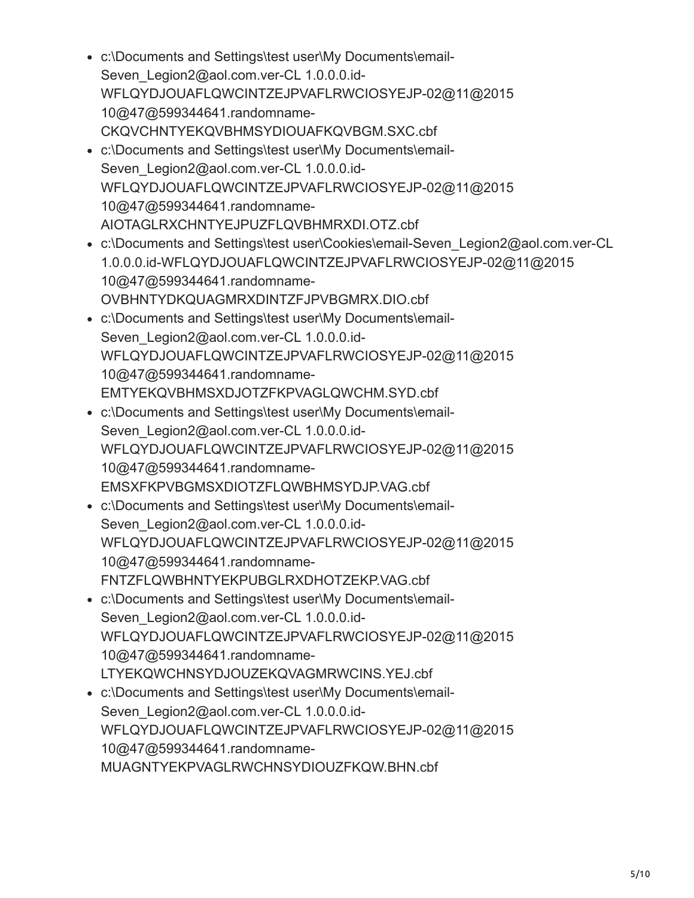- c:\Documents and Settings\test user\My Documents\email-Seven_Legion2@aol.com.ver-CL 1.0.0.0.id-WFLQYDJOUAFLQWCINTZEJPVAFLRWCIOSYEJP-02@11@2015 10@47@599344641.randomname-CKQVCHNTYEKQVBHMSYDIOUAFKQVBGM.SXC.cbf
- c:\Documents and Settings\test user\My Documents\email-Seven_Legion2@aol.com.ver-CL 1.0.0.0.id-WFLQYDJOUAFLQWCINTZEJPVAFLRWCIOSYEJP-02@11@2015 10@47@599344641.randomname-AIOTAGLRXCHNTYEJPUZFLQVBHMRXDI.OTZ.cbf
- c:\Documents and Settings\test user\Cookies\email-Seven_Legion2@aol.com.ver-CL 1.0.0.0.id-WFLQYDJOUAFLQWCINTZEJPVAFLRWCIOSYEJP-02@11@2015 10@47@599344641.randomname-OVBHNTYDKQUAGMRXDINTZFJPVBGMRX.DIO.cbf
- c:\Documents and Settings\test user\My Documents\email-Seven_Legion2@aol.com.ver-CL 1.0.0.0.id-WFLQYDJOUAFLQWCINTZEJPVAFLRWCIOSYEJP-02@11@2015 10@47@599344641.randomname-EMTYEKQVBHMSXDJOTZFKPVAGLQWCHM.SYD.cbf
- c:\Documents and Settings\test user\My Documents\email-Seven_Legion2@aol.com.ver-CL 1.0.0.0.id-WFLQYDJOUAFLQWCINTZEJPVAFLRWCIOSYEJP-02@11@2015 10@47@599344641.randomname-EMSXFKPVBGMSXDIOTZFLQWBHMSYDJP.VAG.cbf
- c:\Documents and Settings\test user\My Documents\email-Seven_Legion2@aol.com.ver-CL 1.0.0.0.id-WFLQYDJOUAFLQWCINTZEJPVAFLRWCIOSYEJP-02@11@2015 10@47@599344641.randomname-FNTZFLQWBHNTYEKPUBGLRXDHOTZEKP.VAG.cbf
- c:\Documents and Settings\test user\My Documents\email-Seven_Legion2@aol.com.ver-CL 1.0.0.0.id-WFLQYDJOUAFLQWCINTZEJPVAFLRWCIOSYEJP-02@11@2015 10@47@599344641.randomname-LTYEKQWCHNSYDJOUZEKQVAGMRWCINS.YEJ.cbf
- c:\Documents and Settings\test user\My Documents\email-Seven_Legion2@aol.com.ver-CL 1.0.0.0.id-WFLQYDJOUAFLQWCINTZEJPVAFLRWCIOSYEJP-02@11@2015 10@47@599344641.randomname-MUAGNTYEKPVAGLRWCHNSYDIOUZFKQW.BHN.cbf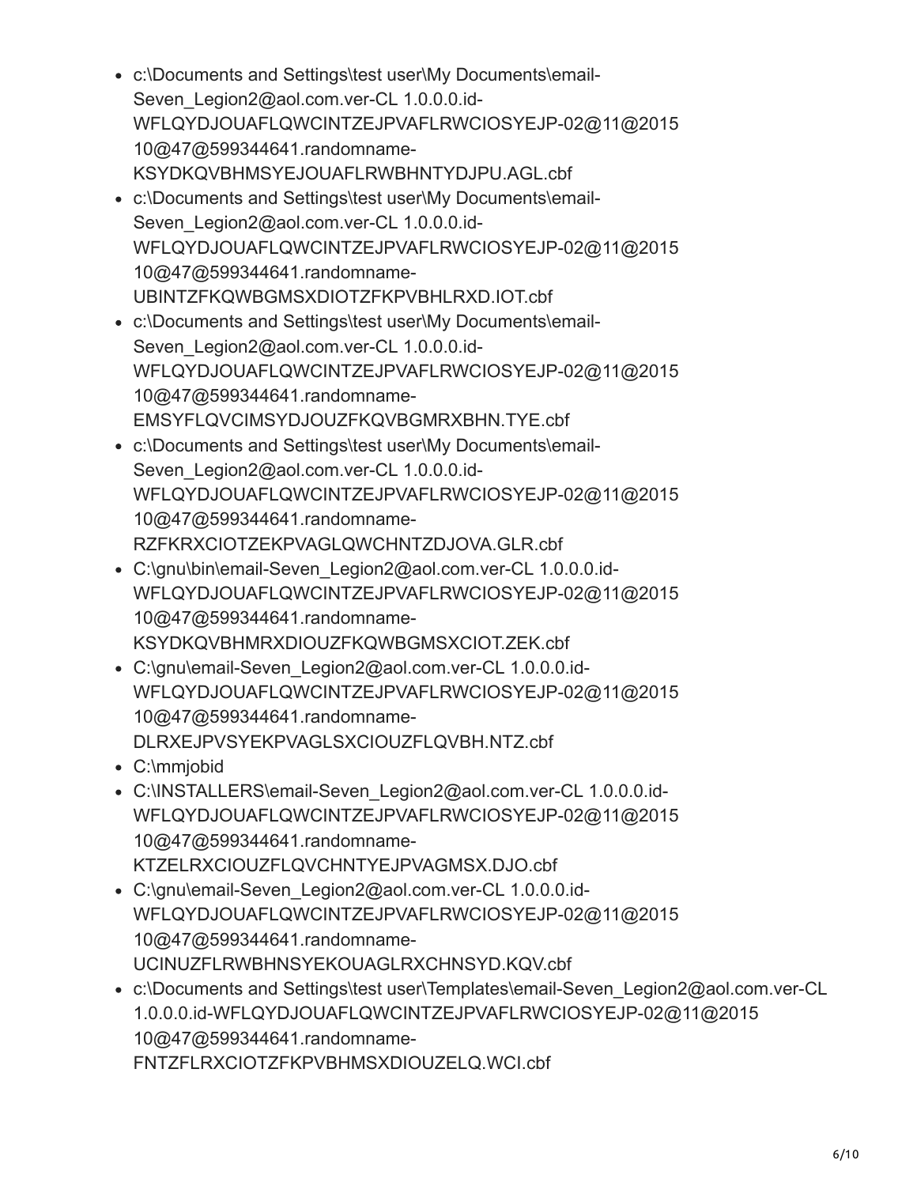- c:\Documents and Settings\test user\My Documents\email-Seven_Legion2@aol.com.ver-CL 1.0.0.0.id-WFLQYDJOUAFLQWCINTZEJPVAFLRWCIOSYEJP-02@11@2015 10@47@599344641.randomname-KSYDKQVBHMSYEJOUAFLRWBHNTYDJPU.AGL.cbf
- c:\Documents and Settings\test user\My Documents\email-Seven_Legion2@aol.com.ver-CL 1.0.0.0.id-WFLQYDJOUAFLQWCINTZEJPVAFLRWCIOSYEJP-02@11@2015 10@47@599344641.randomname-UBINTZFKQWBGMSXDIOTZFKPVBHLRXD.IOT.cbf
- c:\Documents and Settings\test user\My Documents\email-Seven_Legion2@aol.com.ver-CL 1.0.0.0.id-WFLQYDJOUAFLQWCINTZEJPVAFLRWCIOSYEJP-02@11@2015 10@47@599344641.randomname-EMSYFLQVCIMSYDJOUZFKQVBGMRXBHN.TYE.cbf
- c:\Documents and Settings\test user\My Documents\email-Seven_Legion2@aol.com.ver-CL 1.0.0.0.id-WFLQYDJOUAFLQWCINTZEJPVAFLRWCIOSYEJP-02@11@2015 10@47@599344641.randomname-RZFKRXCIOTZEKPVAGLQWCHNTZDJOVA.GLR.cbf
- C:\gnu\bin\email-Seven_Legion2@aol.com.ver-CL 1.0.0.0.id-WFLQYDJOUAFLQWCINTZEJPVAFLRWCIOSYEJP-02@11@2015 10@47@599344641.randomname-KSYDKQVBHMRXDIOUZFKQWBGMSXCIOT.ZEK.cbf
- C:\gnu\email-Seven_Legion2@aol.com.ver-CL 1.0.0.0.id-WFLQYDJOUAFLQWCINTZEJPVAFLRWCIOSYEJP-02@11@2015 10@47@599344641.randomname-DLRXEJPVSYEKPVAGLSXCIOUZFLQVBH.NTZ.cbf
- C:\mmjobid
- C:\INSTALLERS\email-Seven_Legion2@aol.com.ver-CL 1.0.0.0.id-WFLQYDJOUAFLQWCINTZEJPVAFLRWCIOSYEJP-02@11@2015 10@47@599344641.randomname-KTZELRXCIOUZFLQVCHNTYEJPVAGMSX.DJO.cbf
- C:\gnu\email-Seven_Legion2@aol.com.ver-CL 1.0.0.0.id-WFLQYDJOUAFLQWCINTZEJPVAFLRWCIOSYEJP-02@11@2015 10@47@599344641.randomname-UCINUZFLRWBHNSYEKOUAGLRXCHNSYD.KQV.cbf
- c:\Documents and Settings\test user\Templates\email-Seven_Legion2@aol.com.ver-CL 1.0.0.0.id-WFLQYDJOUAFLQWCINTZEJPVAFLRWCIOSYEJP-02@11@2015 10@47@599344641.randomname-FNTZFLRXCIOTZFKPVBHMSXDIOUZELQ.WCI.cbf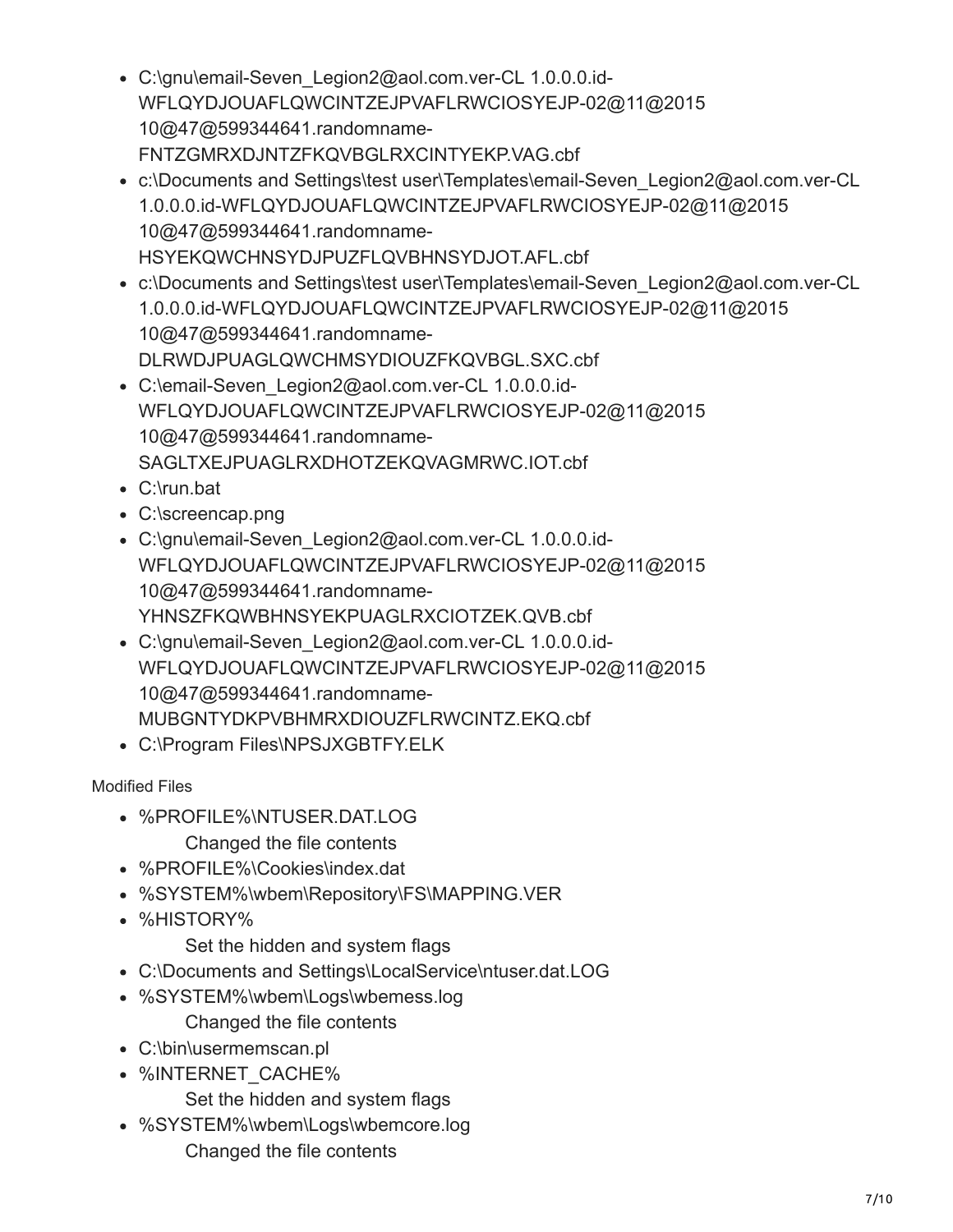- C:\gnu\email-Seven_Legion2@aol.com.ver-CL 1.0.0.0.id-WFLQYDJOUAFLQWCINTZEJPVAFLRWCIOSYEJP-02@11@2015 10@47@599344641.randomname-FNTZGMRXDJNTZFKQVBGLRXCINTYEKP.VAG.cbf
- c:\Documents and Settings\test user\Templates\email-Seven_Legion2@aol.com.ver-CL 1.0.0.0.id-WFLQYDJOUAFLQWCINTZEJPVAFLRWCIOSYEJP-02@11@2015 10@47@599344641.randomname-HSYEKQWCHNSYDJPUZFLQVBHNSYDJOT.AFL.cbf
- c:\Documents and Settings\test user\Templates\email-Seven_Legion2@aol.com.ver-CL 1.0.0.0.id-WFLQYDJOUAFLQWCINTZEJPVAFLRWCIOSYEJP-02@11@2015 10@47@599344641.randomname-DLRWDJPUAGLQWCHMSYDIOUZFKQVBGL.SXC.cbf
- C:\email-Seven_Legion2@aol.com.ver-CL 1.0.0.0.id-WFLQYDJOUAFLQWCINTZEJPVAFLRWCIOSYEJP-02@11@2015 10@47@599344641.randomname-SAGLTXEJPUAGLRXDHOTZEKQVAGMRWC.IOT.cbf
- C:\run.bat
- C:\screencap.png
- C:\gnu\email-Seven_Legion2@aol.com.ver-CL 1.0.0.0.id-WFLQYDJOUAFLQWCINTZEJPVAFLRWCIOSYEJP-02@11@2015 10@47@599344641.randomname-YHNSZFKQWBHNSYEKPUAGLRXCIOTZEK.QVB.cbf
- C:\gnu\email-Seven_Legion2@aol.com.ver-CL 1.0.0.0.id-WFLQYDJOUAFLQWCINTZEJPVAFLRWCIOSYEJP-02@11@2015 10@47@599344641.randomname-MUBGNTYDKPVBHMRXDIOUZFLRWCINTZ.EKQ.cbf
- C:\Program Files\NPSJXGBTFY.ELK

Modified Files

- %PROFILE%\NTUSER.DAT.LOG
  - Changed the file contents
- %PROFILE%\Cookies\index.dat
- %SYSTEM%\wbem\Repository\FS\MAPPING.VER
- %HISTORY%
  - Set the hidden and system flags
- C:\Documents and Settings\LocalService\ntuser.dat.LOG
- %SYSTEM%\wbem\Logs\wbemess.log
  - Changed the file contents
- C:\bin\usermemscan.pl
- %INTERNET_CACHE%
  - Set the hidden and system flags
- %SYSTEM%\wbem\Logs\wbemcore.log
  - Changed the file contents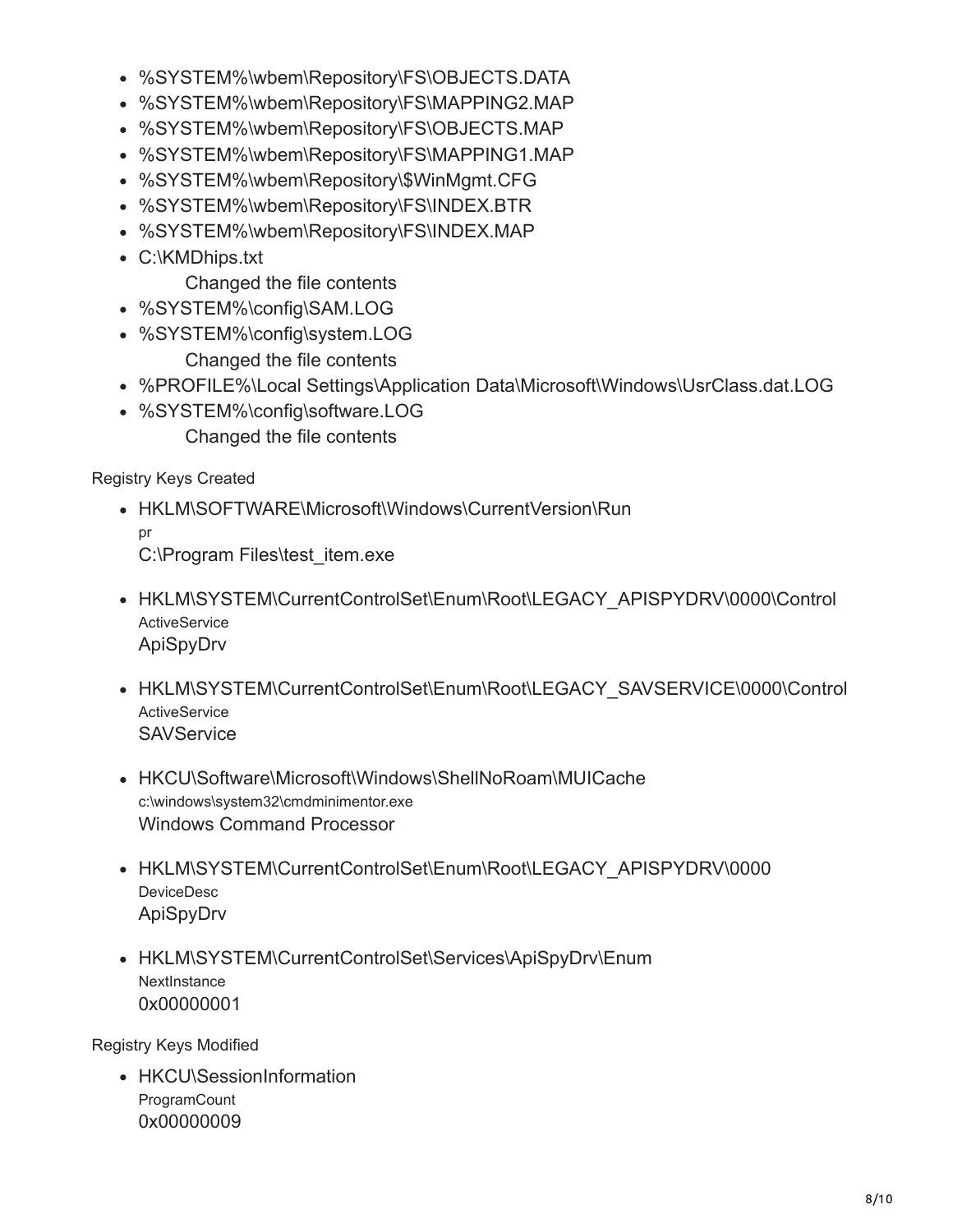- %SYSTEM%\wbem\Repository\FS\OBJECTS.DATA
- %SYSTEM%\wbem\Repository\FS\MAPPING2.MAP
- %SYSTEM%\wbem\Repository\FS\OBJECTS.MAP
- %SYSTEM%\wbem\Repository\FS\MAPPING1.MAP
- %SYSTEM%\wbem\Repository\$WinMgmt.CFG
- %SYSTEM%\wbem\Repository\FS\INDEX.BTR
- %SYSTEM%\wbem\Repository\FS\INDEX.MAP
- C:\KMDhips.txt
  
  Changed the file contents
- %SYSTEM%\config\SAM.LOG
- %SYSTEM%\config\system.LOG
  
  Changed the file contents
- %PROFILE%\Local Settings\Application Data\Microsoft\Windows\UsrClass.dat.LOG
- %SYSTEM%\config\software.LOG
  
  Changed the file contents

Registry Keys Created

- HKLM\SOFTWARE\Microsoft\Windows\CurrentVersion\Run
  
  pr
  
  C:\Program Files\test_item.exe

- HKLM\SYSTEM\CurrentControlSet\Enum\Root\LEGACY_APISPYDRV\0000\Control
  
  ActiveService
  
  ApiSpyDrv

- HKLM\SYSTEM\CurrentControlSet\Enum\Root\LEGACY_SAVSERVICE\0000\Control
  
  ActiveService
  
  SAVService

- HKCU\Software\Microsoft\Windows\ShellNoRoam\MUICache
  
  c:\windows\system32\cmdminimentor.exe
  
  Windows Command Processor

- HKLM\SYSTEM\CurrentControlSet\Enum\Root\LEGACY_APISPYDRV\0000
  
  DeviceDesc
  
  ApiSpyDrv

- HKLM\SYSTEM\CurrentControlSet\Services\ApiSpyDrv\Enum
  
  NextInstance
  
  0x00000001

Registry Keys Modified

- HKCU\SessionInformation
  
  ProgramCount
  
  0x00000009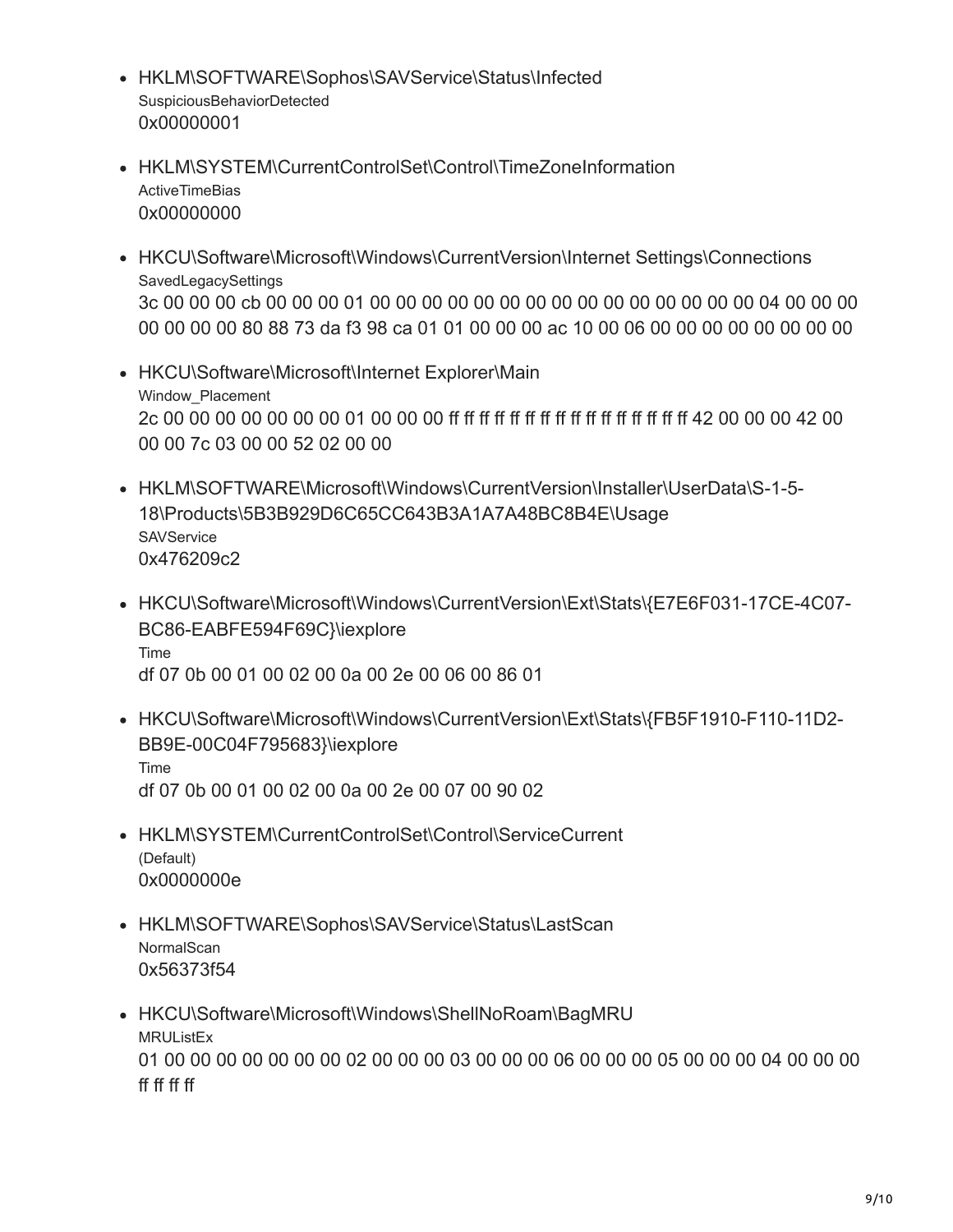- HKLM\SOFTWARE\Sophos\SAVService\Status\Infected
  SuspiciousBehaviorDetected
  0x00000001

- HKLM\SYSTEM\CurrentControlSet\Control\TimeZoneInformation
  ActiveTimeBias
  0x00000000

- HKCU\Software\Microsoft\Windows\CurrentVersion\Internet Settings\Connections
  SavedLegacySettings
  3c 00 00 00 cb 00 00 00 01 00 00 00 00 00 00 00 00 00 00 00 00 00 00 00 04 00 00 00 00 00 00 00 80 88 73 da f3 98 ca 01 01 00 00 00 ac 10 00 06 00 00 00 00 00 00 00 00

- HKCU\Software\Microsoft\Internet Explorer\Main
  Window_Placement
  2c 00 00 00 00 00 00 00 01 00 00 00 ff ff ff ff ff ff ff ff ff ff ff ff ff ff ff ff 42 00 00 00 42 00 00 00 7c 03 00 00 52 02 00 00

- HKLM\SOFTWARE\Microsoft\Windows\CurrentVersion\Installer\UserData\S-1-5-18\Products\5B3B929D6C65CC643B3A1A7A48BC8B4E\Usage
  SAVService
  0x476209c2

- HKCU\Software\Microsoft\Windows\CurrentVersion\Ext\Stats\{E7E6F031-17CE-4C07-BC86-EABFE594F69C}\iexplore
  Time
  df 07 0b 00 01 00 02 00 0a 00 2e 00 06 00 86 01

- HKCU\Software\Microsoft\Windows\CurrentVersion\Ext\Stats\{FB5F1910-F110-11D2-BB9E-00C04F795683}\iexplore
  Time
  df 07 0b 00 01 00 02 00 0a 00 2e 00 07 00 90 02

- HKLM\SYSTEM\CurrentControlSet\Control\ServiceCurrent
  (Default)
  0x0000000e

- HKLM\SOFTWARE\Sophos\SAVService\Status\LastScan
  NormalScan
  0x56373f54

- HKCU\Software\Microsoft\Windows\ShellNoRoam\BagMRU
  MRUListEx
  01 00 00 00 00 00 00 00 02 00 00 00 03 00 00 00 06 00 00 00 05 00 00 00 04 00 00 00 ff ff ff ff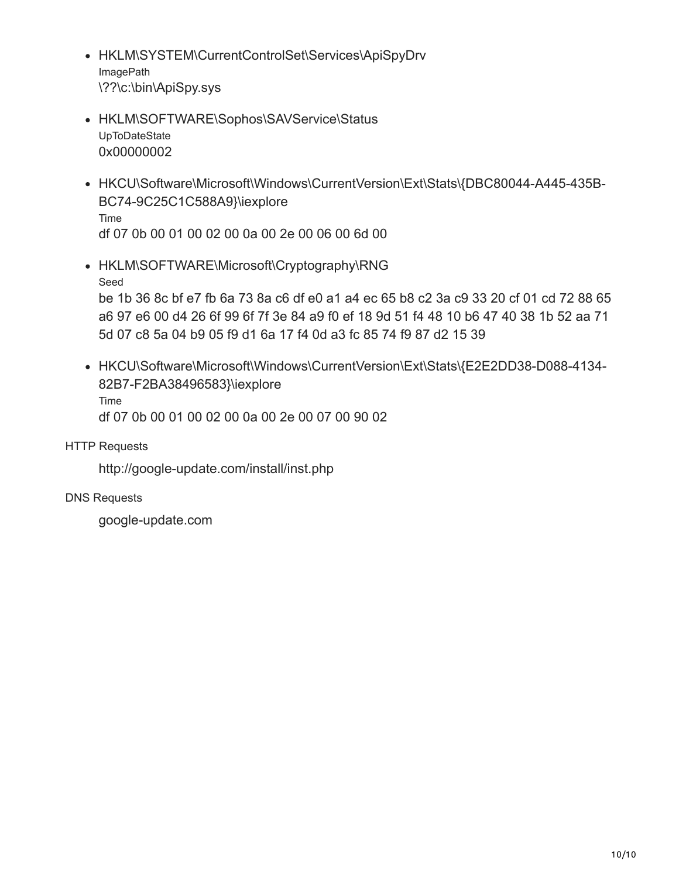- HKLM\SYSTEM\CurrentControlSet\Services\ApiSpyDrv
  ImagePath
  \??\c:\bin\ApiSpy.sys

- HKLM\SOFTWARE\Sophos\SAVService\Status
  UpToDateState
  0x00000002

- HKCU\Software\Microsoft\Windows\CurrentVersion\Ext\Stats\{DBC80044-A445-435B-BC74-9C25C1C588A9}\iexplore
  Time
  df 07 0b 00 01 00 02 00 0a 00 2e 00 06 00 6d 00

- HKLM\SOFTWARE\Microsoft\Cryptography\RNG
  Seed
  be 1b 36 8c bf e7 fb 6a 73 8a c6 df e0 a1 a4 ec 65 b8 c2 3a c9 33 20 cf 01 cd 72 88 65 a6 97 e6 00 d4 26 6f 99 6f 7f 3e 84 a9 f0 ef 18 9d 51 f4 48 10 b6 47 40 38 1b 52 aa 71 5d 07 c8 5a 04 b9 05 f9 d1 6a 17 f4 0d a3 fc 85 74 f9 87 d2 15 39

- HKCU\Software\Microsoft\Windows\CurrentVersion\Ext\Stats\{E2E2DD38-D088-4134-82B7-F2BA38496583}\iexplore
  Time
  df 07 0b 00 01 00 02 00 0a 00 2e 00 07 00 90 02

HTTP Requests

http://google-update.com/install/inst.php

DNS Requests

google-update.com